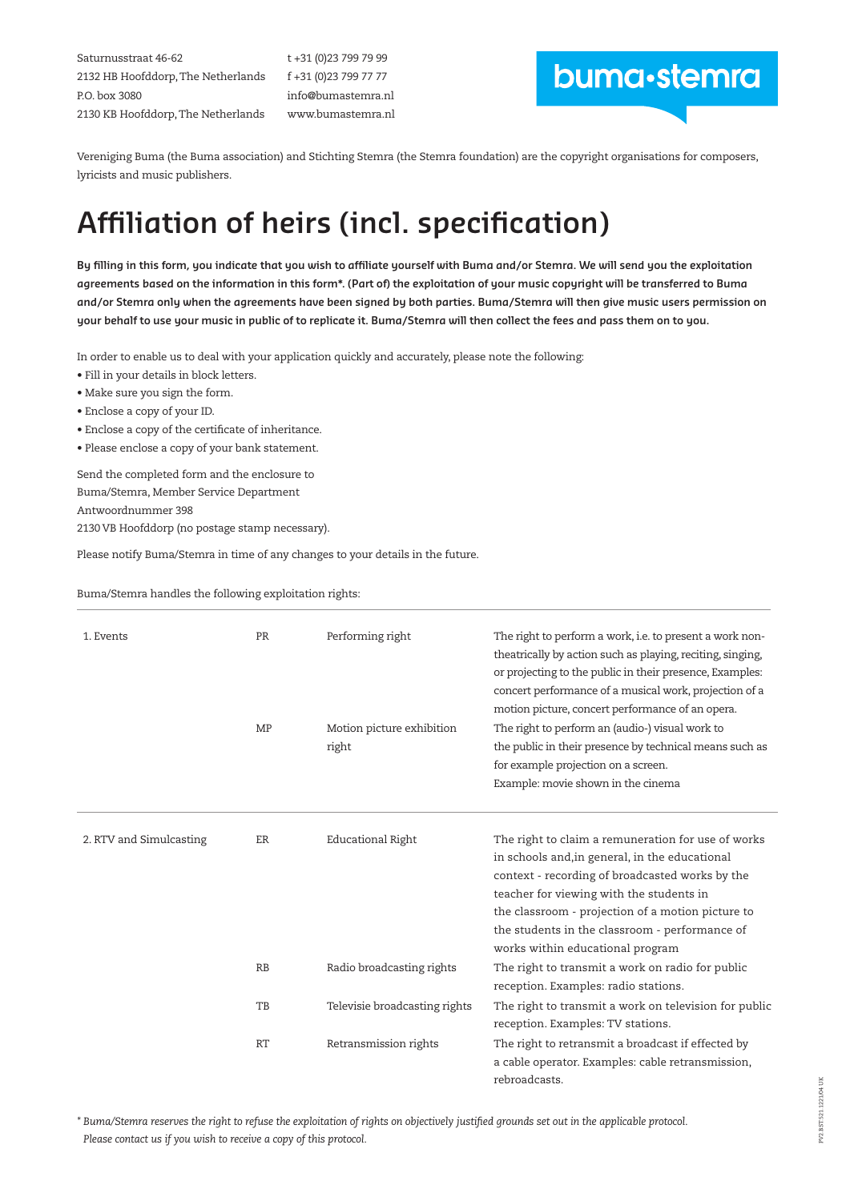Saturnusstraat 46-62
2132 HB Hoofddorp, The Netherlands
P.O. box 3080
2130 KB Hoofddorp, The Netherlands

t +31 (0)23 799 79 99
f +31 (0)23 799 77 77
info@bumastemra.nl
www.bumastemra.nl

buma•stemra

Vereniging Buma (the Buma association) and Stichting Stemra (the Stemra foundation) are the copyright organisations for composers, lyricists and music publishers.

# Affiliation of heirs (incl. specification)

**By filling in this form, you indicate that you wish to affiliate yourself with Buma and/or Stemra. We will send you the exploitation agreements based on the information in this form*. (Part of) the exploitation of your music copyright will be transferred to Buma and/or Stemra only when the agreements have been signed by both parties. Buma/Stemra will then give music users permission on your behalf to use your music in public of to replicate it. Buma/Stemra will then collect the fees and pass them on to you.**

In order to enable us to deal with your application quickly and accurately, please note the following:

- Fill in your details in block letters.
- Make sure you sign the form.
- Enclose a copy of your ID.
- Enclose a copy of the certificate of inheritance.
- Please enclose a copy of your bank statement.

Send the completed form and the enclosure to
Buma/Stemra, Member Service Department
Antwoordnummer 398
2130 VB Hoofddorp (no postage stamp necessary).

Please notify Buma/Stemra in time of any changes to your details in the future.

Buma/Stemra handles the following exploitation rights:

| | | | |
|---|---|---|---|
| 1. Events | PR | Performing right | The right to perform a work, i.e. to present a work non-theatrically by action such as playing, reciting, singing, or projecting to the public in their presence, Examples: concert performance of a musical work, projection of a motion picture, concert performance of an opera. |
| | MP | Motion picture exhibition right | The right to perform an (audio-) visual work to the public in their presence by technical means such as for example projection on a screen. Example: movie shown in the cinema |
| 2. RTV and Simulcasting | ER | Educational Right | The right to claim a remuneration for use of works in schools and,in general, in the educational context - recording of broadcasted works by the teacher for viewing with the students in the classroom - projection of a motion picture to the students in the classroom - performance of works within educational program |
| | RB | Radio broadcasting rights | The right to transmit a work on radio for public reception. Examples: radio stations. |
| | TB | Televisie broadcasting rights | The right to transmit a work on television for public reception. Examples: TV stations. |
| | RT | Retransmission rights | The right to retransmit a broadcast if effected by a cable operator. Examples: cable retransmission, rebroadcasts. |

*\* Buma/Stemra reserves the right to refuse the exploitation of rights on objectively justified grounds set out in the applicable protocol. Please contact us if you wish to receive a copy of this protocol.*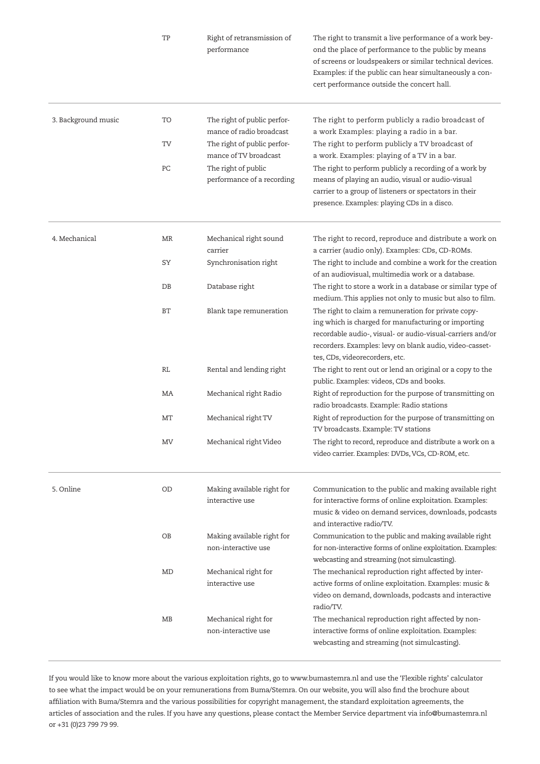|  | Code | Right | Description |
|---|---|---|---|
|  | TP | Right of retransmission of performance | The right to transmit a live performance of a work beyond the place of performance to the public by means of screens or loudspeakers or similar technical devices. Examples: if the public can hear simultaneously a concert performance outside the concert hall. |
| 3. Background music | TO | The right of public performance of radio broadcast | The right to perform publicly a radio broadcast of a work Examples: playing a radio in a bar. |
|  | TV | The right of public performance of TV broadcast | The right to perform publicly a TV broadcast of a work. Examples: playing of a TV in a bar. |
|  | PC | The right of public performance of a recording | The right to perform publicly a recording of a work by means of playing an audio, visual or audio-visual carrier to a group of listeners or spectators in their presence. Examples: playing CDs in a disco. |
| 4. Mechanical | MR | Mechanical right sound carrier | The right to record, reproduce and distribute a work on a carrier (audio only). Examples: CDs, CD-ROMs. |
|  | SY | Synchronisation right | The right to include and combine a work for the creation of an audiovisual, multimedia work or a database. |
|  | DB | Database right | The right to store a work in a database or similar type of medium. This applies not only to music but also to film. |
|  | BT | Blank tape remuneration | The right to claim a remuneration for private copying which is charged for manufacturing or importing recordable audio-, visual- or audio-visual-carriers and/or recorders. Examples: levy on blank audio, video-cassettes, CDs, videorecorders, etc. |
|  | RL | Rental and lending right | The right to rent out or lend an original or a copy to the public. Examples: videos, CDs and books. |
|  | MA | Mechanical right Radio | Right of reproduction for the purpose of transmitting on radio broadcasts. Example: Radio stations |
|  | MT | Mechanical right TV | Right of reproduction for the purpose of transmitting on TV broadcasts. Example: TV stations |
|  | MV | Mechanical right Video | The right to record, reproduce and distribute a work on a video carrier. Examples: DVDs, VCs, CD-ROM, etc. |
| 5. Online | OD | Making available right for interactive use | Communication to the public and making available right for interactive forms of online exploitation. Examples: music & video on demand services, downloads, podcasts and interactive radio/TV. |
|  | OB | Making available right for non-interactive use | Communication to the public and making available right for non-interactive forms of online exploitation. Examples: webcasting and streaming (not simulcasting). |
|  | MD | Mechanical right for interactive use | The mechanical reproduction right affected by interactive forms of online exploitation. Examples: music & video on demand, downloads, podcasts and interactive radio/TV. |
|  | MB | Mechanical right for non-interactive use | The mechanical reproduction right affected by non-interactive forms of online exploitation. Examples: webcasting and streaming (not simulcasting). |

If you would like to know more about the various exploitation rights, go to www.bumastemra.nl and use the 'Flexible rights' calculator to see what the impact would be on your remunerations from Buma/Stemra. On our website, you will also find the brochure about affiliation with Buma/Stemra and the various possibilities for copyright management, the standard exploitation agreements, the articles of association and the rules. If you have any questions, please contact the Member Service department via info@bumastemra.nl or +31 (0)23 799 79 99.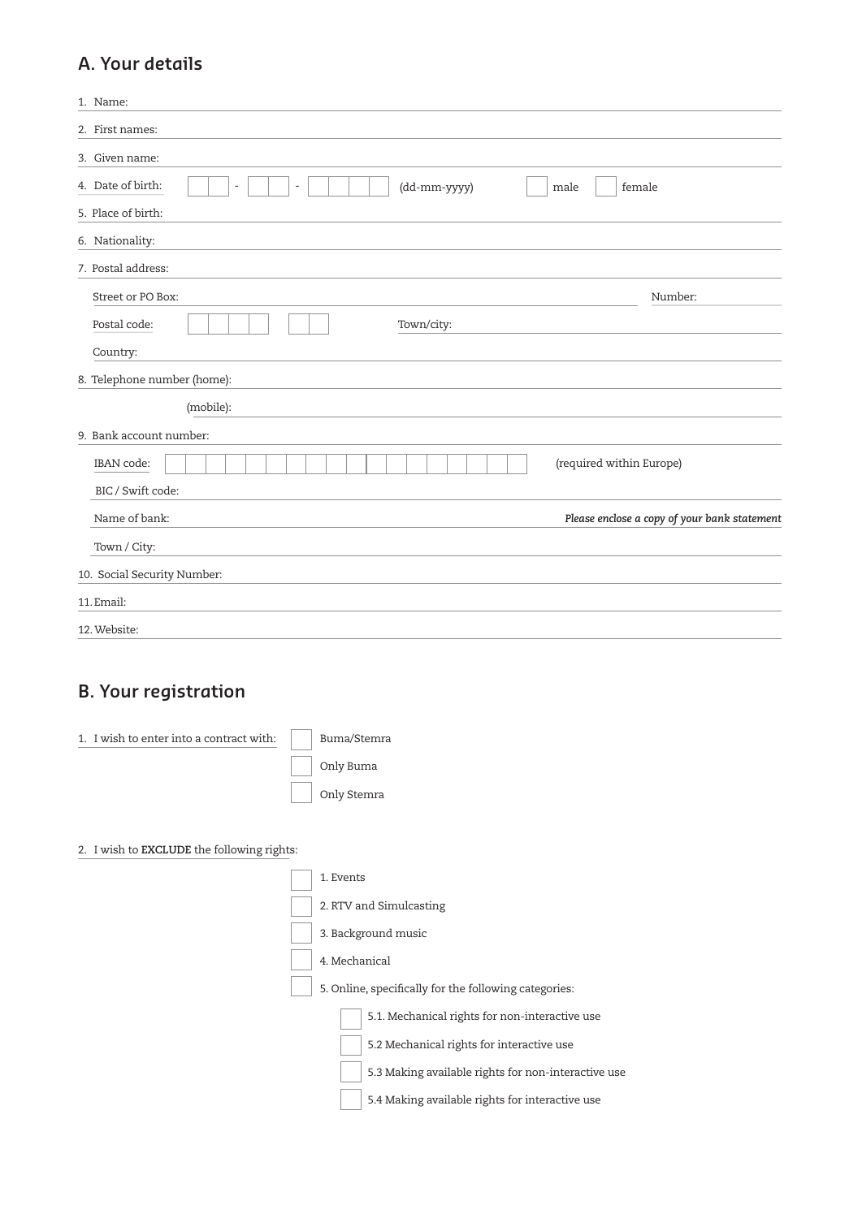## A. Your details

1. Name:
2. First names:
3. Given name:
4. Date of birth: ☐☐ - ☐☐ - ☐☐☐☐ (dd-mm-yyyy) ☐ male ☐ female
5. Place of birth:
6. Nationality:
7. Postal address:

   Street or PO Box: Number:

   Postal code: ☐☐☐☐ ☐☐ Town/city:

   Country:
8. Telephone number (home):

   (mobile):
9. Bank account number:

   IBAN code: ☐☐☐☐☐☐☐☐☐☐☐☐☐☐☐☐☐☐ (required within Europe)

   BIC / Swift code:

   Name of bank: *Please enclose a copy of your bank statement*

   Town / City:
10. Social Security Number:
11. Email:
12. Website:

## B. Your registration

1. I wish to enter into a contract with:
   - ☐ Buma/Stemra
   - ☐ Only Buma
   - ☐ Only Stemra

2. I wish to **EXCLUDE** the following rights:
   - ☐ 1. Events
   - ☐ 2. RTV and Simulcasting
   - ☐ 3. Background music
   - ☐ 4. Mechanical
   - ☐ 5. Online, specifically for the following categories:
     - ☐ 5.1. Mechanical rights for non-interactive use
     - ☐ 5.2 Mechanical rights for interactive use
     - ☐ 5.3 Making available rights for non-interactive use
     - ☐ 5.4 Making available rights for interactive use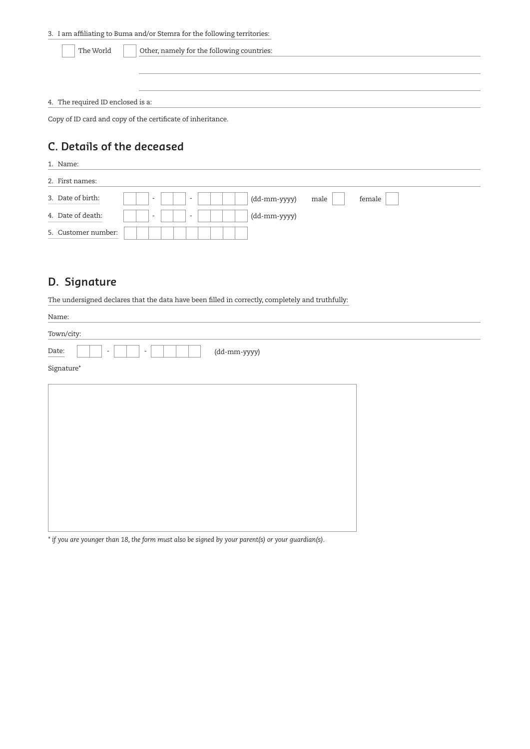3. I am affiliating to Buma and/or Stemra for the following territories:

☐ The World ☐ Other, namely for the following countries:

4. The required ID enclosed is a:

Copy of ID card and copy of the certificate of inheritance.

## C. Details of the deceased

1. Name:
2. First names:
3. Date of birth: __ __ - __ __ - __ __ __ __ (dd-mm-yyyy) male ☐ female ☐
4. Date of death: __ __ - __ __ - __ __ __ __ (dd-mm-yyyy)
5. Customer number:

## D. Signature

The undersigned declares that the data have been filled in correctly, completely and truthfully:

Name:

Town/city:

Date: __ __ - __ __ - __ __ __ __ (dd-mm-yyyy)

Signature*

*\* if you are younger than 18, the form must also be signed by your parent(s) or your guardian(s).*